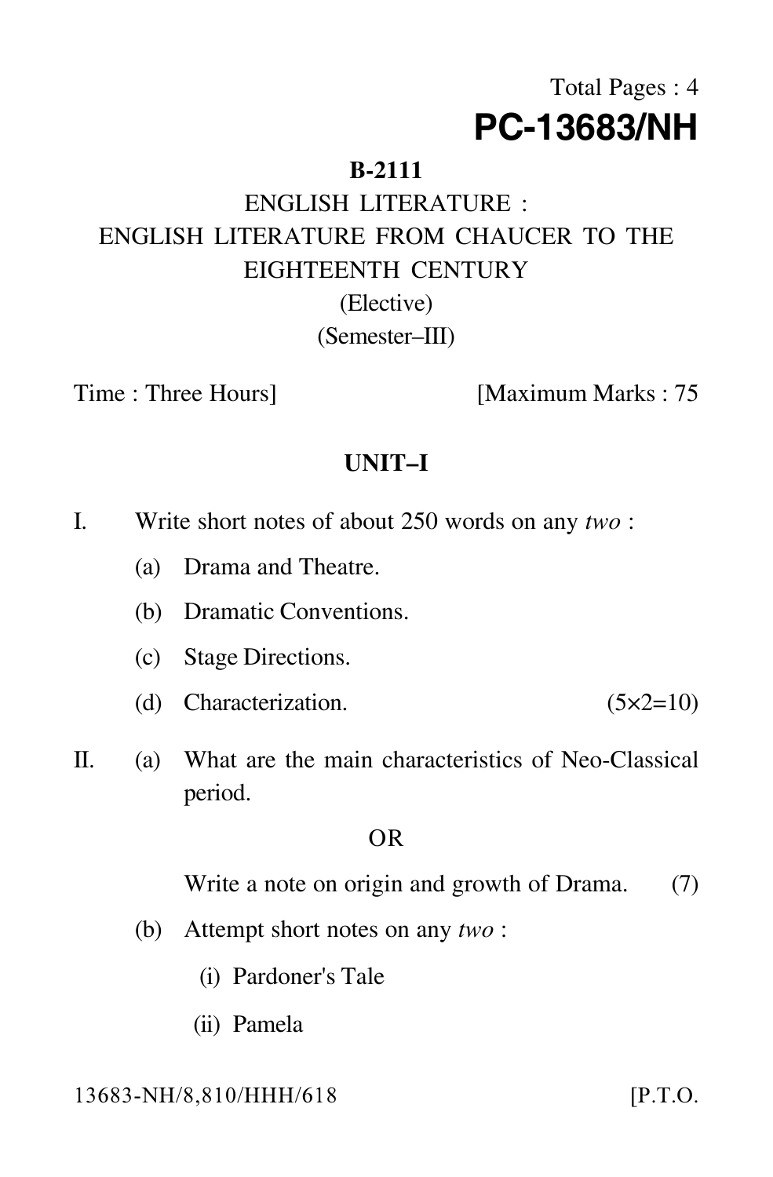Total Pages : 4

# PC-13683/NH

**B-2111**

ENGLISH LITERATURE :

ENGLISH LITERATURE FROM CHAUCER TO THE EIGHTEENTH CENTURY

(Elective)

(Semester–III)

Time : Three Hours] [Maximum Marks : 75

## UNIT–I

I. Write short notes of about 250 words on any *two* :

(a) Drama and Theatre.

(b) Dramatic Conventions.

(c) Stage Directions.

(d) Characterization. (5×2=10)

II. (a) What are the main characteristics of Neo-Classical period.

OR

Write a note on origin and growth of Drama. (7)

(b) Attempt short notes on any *two* :

(i) Pardoner's Tale

(ii) Pamela

13683-NH/8,810/HHH/618 [P.T.O.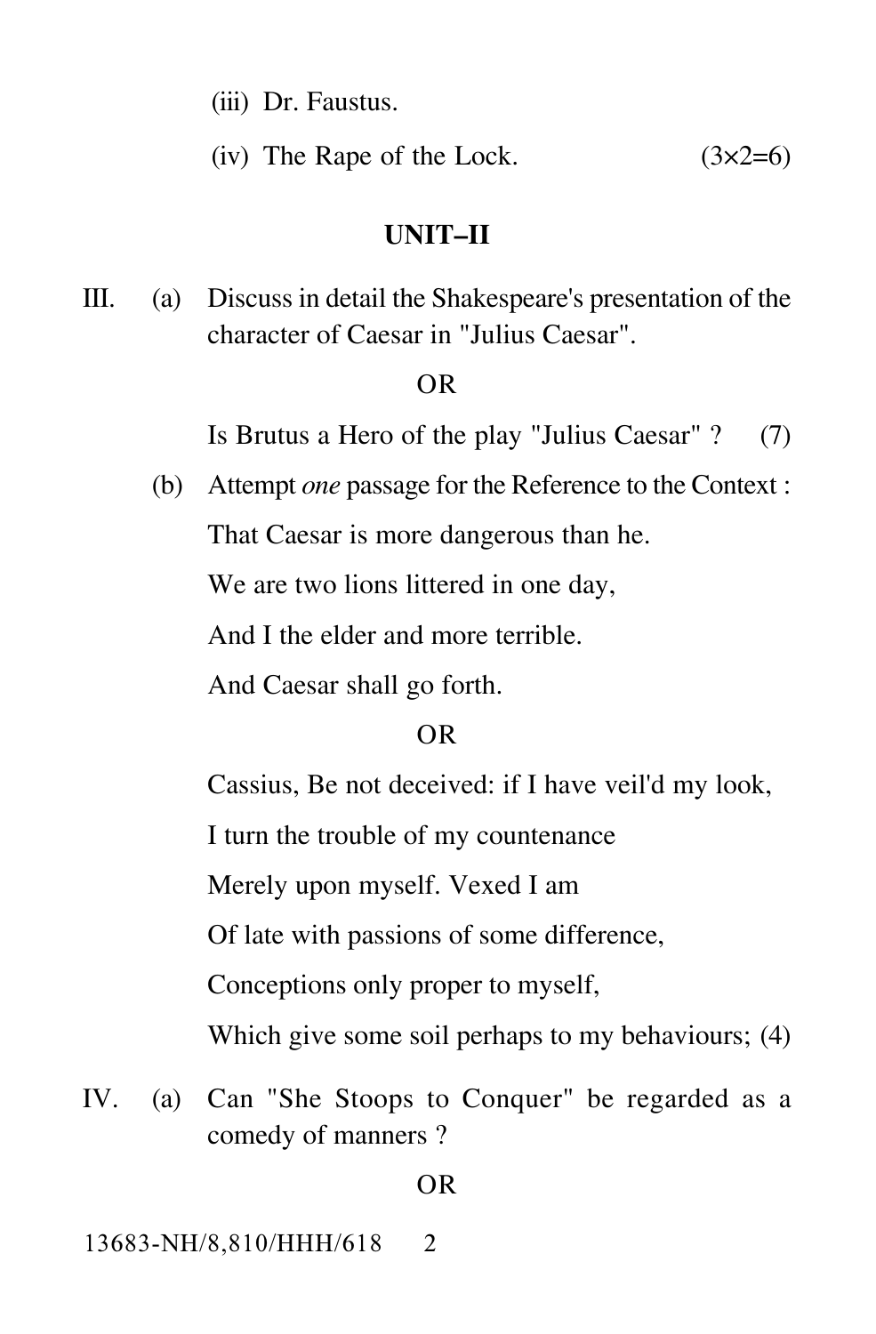(iii) Dr. Faustus.

(iv) The Rape of the Lock. (3×2=6)

## UNIT–II

III. (a) Discuss in detail the Shakespeare's presentation of the character of Caesar in "Julius Caesar".

OR

Is Brutus a Hero of the play "Julius Caesar" ? (7)

(b) Attempt *one* passage for the Reference to the Context :

That Caesar is more dangerous than he.

We are two lions littered in one day,

And I the elder and more terrible.

And Caesar shall go forth.

OR

Cassius, Be not deceived: if I have veil'd my look,

I turn the trouble of my countenance

Merely upon myself. Vexed I am

Of late with passions of some difference,

Conceptions only proper to myself,

Which give some soil perhaps to my behaviours; (4)

IV. (a) Can "She Stoops to Conquer" be regarded as a comedy of manners ?

OR

13683-NH/8,810/HHH/618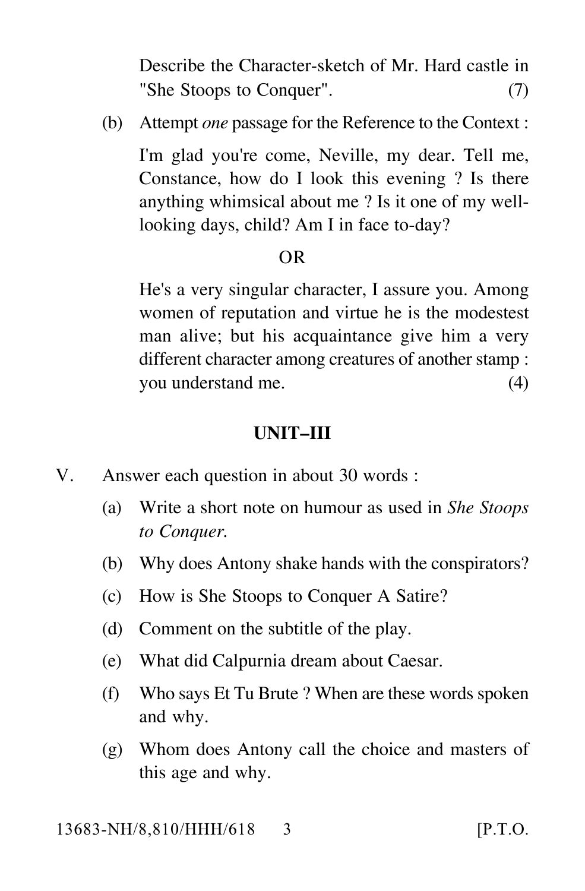Describe the Character-sketch of Mr. Hard castle in "She Stoops to Conquer". (7)

(b) Attempt *one* passage for the Reference to the Context :

I'm glad you're come, Neville, my dear. Tell me, Constance, how do I look this evening ? Is there anything whimsical about me ? Is it one of my well-looking days, child? Am I in face to-day?

OR

He's a very singular character, I assure you. Among women of reputation and virtue he is the modestest man alive; but his acquaintance give him a very different character among creatures of another stamp : you understand me. (4)

## UNIT–III

V. Answer each question in about 30 words :

(a) Write a short note on humour as used in *She Stoops to Conquer.*

(b) Why does Antony shake hands with the conspirators?

(c) How is She Stoops to Conquer A Satire?

(d) Comment on the subtitle of the play.

(e) What did Calpurnia dream about Caesar.

(f) Who says Et Tu Brute ? When are these words spoken and why.

(g) Whom does Antony call the choice and masters of this age and why.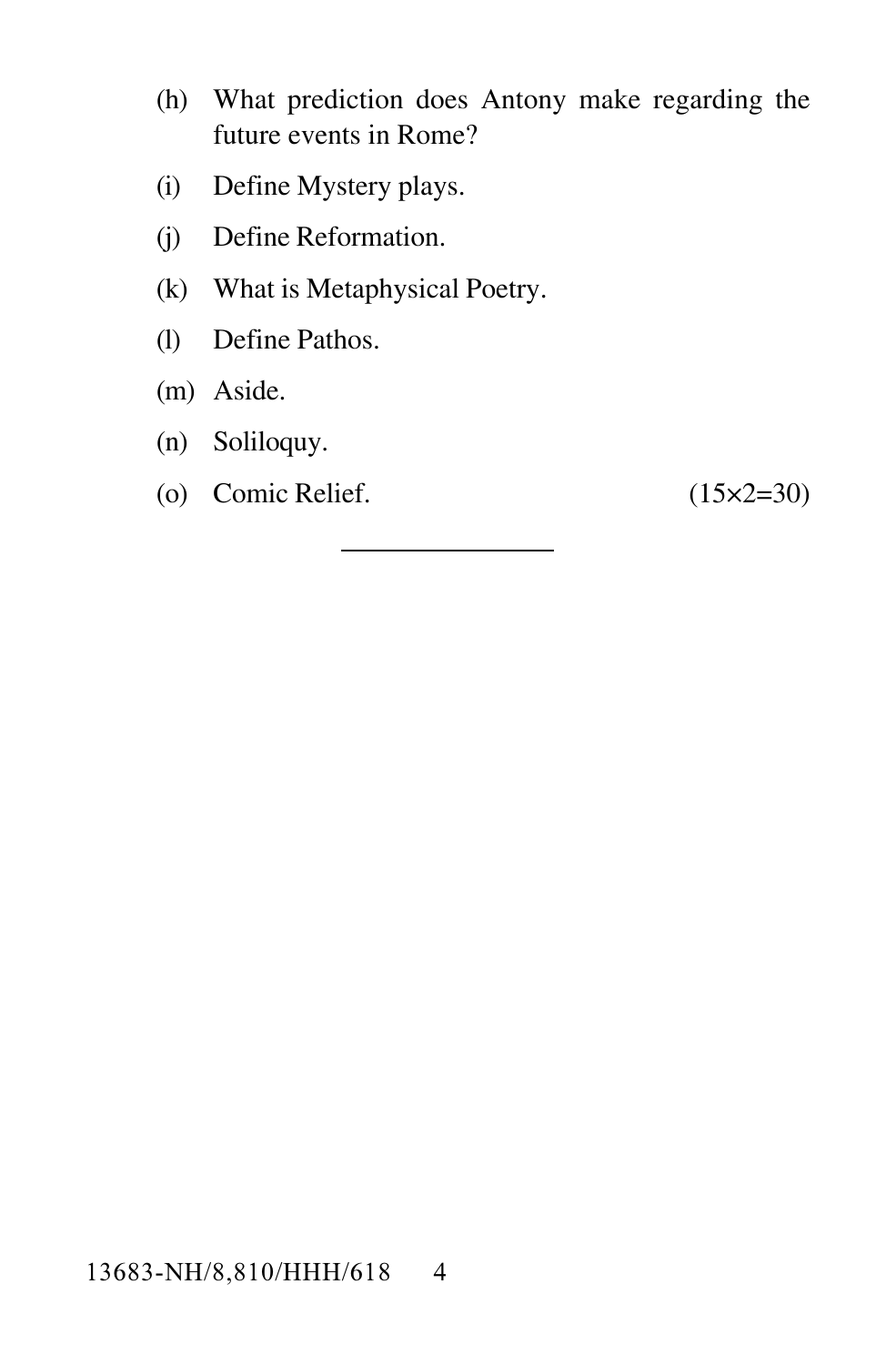(h) What prediction does Antony make regarding the future events in Rome?

(i) Define Mystery plays.

(j) Define Reformation.

(k) What is Metaphysical Poetry.

(l) Define Pathos.

(m) Aside.

(n) Soliloquy.

(o) Comic Relief. (15×2=30)

13683-NH/8,810/HHH/618